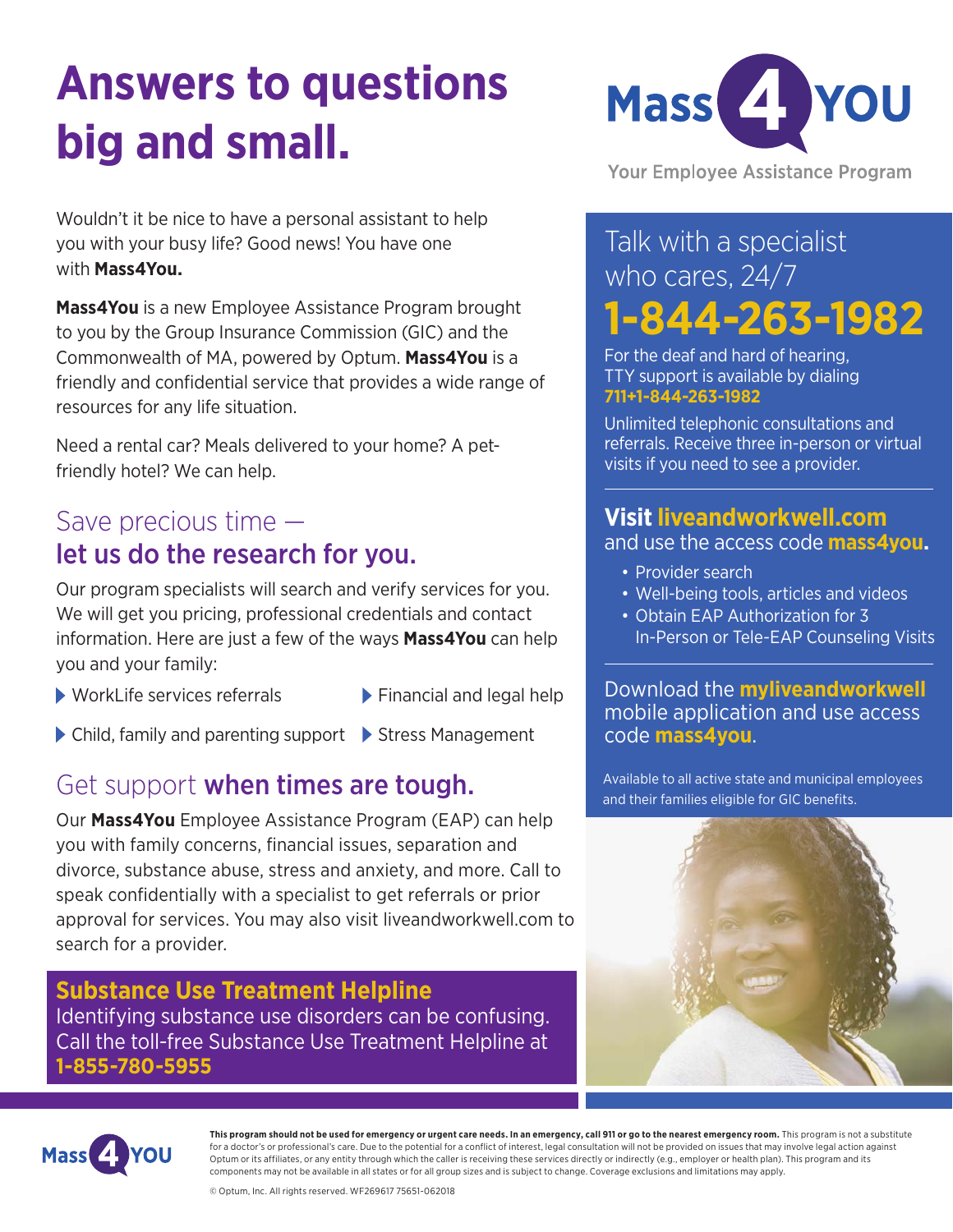# Answers to questions big and small.

Mass 4 YOU

Your Employee Assistance Program

Wouldn't it be nice to have a personal assistant to help you with your busy life? Good news! You have one with **Mass4You.**

**Mass4You** is a new Employee Assistance Program brought to you by the Group Insurance Commission (GIC) and the Commonwealth of MA, powered by Optum. **Mass4You** is a friendly and confidential service that provides a wide range of resources for any life situation.

Need a rental car? Meals delivered to your home? A pet-friendly hotel? We can help.

## Save precious time — let us do the research for you.

Our program specialists will search and verify services for you. We will get you pricing, professional credentials and contact information. Here are just a few of the ways **Mass4You** can help you and your family:

- WorkLife services referrals
- Financial and legal help
- Child, family and parenting support
- Stress Management

## Get support **when times are tough.**

Our **Mass4You** Employee Assistance Program (EAP) can help you with family concerns, financial issues, separation and divorce, substance abuse, stress and anxiety, and more. Call to speak confidentially with a specialist to get referrals or prior approval for services. You may also visit liveandworkwell.com to search for a provider.

### Substance Use Treatment Helpline

Identifying substance use disorders can be confusing. Call the toll-free Substance Use Treatment Helpline at **1-855-780-5955**

## Talk with a specialist who cares, 24/7

# 1-844-263-1982

For the deaf and hard of hearing, TTY support is available by dialing **711+1-844-263-1982**

Unlimited telephonic consultations and referrals. Receive three in-person or virtual visits if you need to see a provider.

**Visit liveandworkwell.com** and use the access code **mass4you.**

- Provider search
- Well-being tools, articles and videos
- Obtain EAP Authorization for 3 In-Person or Tele-EAP Counseling Visits

Download the **myliveandworkwell** mobile application and use access code **mass4you**.

Available to all active state and municipal employees and their families eligible for GIC benefits.

Mass 4 YOU

**This program should not be used for emergency or urgent care needs. In an emergency, call 911 or go to the nearest emergency room.** This program is not a substitute for a doctor's or professional's care. Due to the potential for a conflict of interest, legal consultation will not be provided on issues that may involve legal action against Optum or its affiliates, or any entity through which the caller is receiving these services directly or indirectly (e.g., employer or health plan). This program and its components may not be available in all states or for all group sizes and is subject to change. Coverage exclusions and limitations may apply.

© Optum, Inc. All rights reserved. WF269617 75651-062018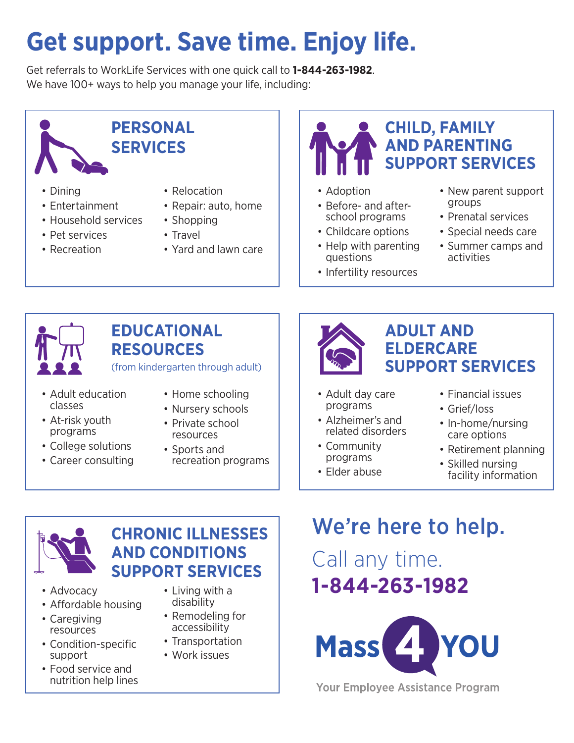# Get support. Save time. Enjoy life.

Get referrals to WorkLife Services with one quick call to **1-844-263-1982**.
We have 100+ ways to help you manage your life, including:

## PERSONAL SERVICES

- Dining
- Entertainment
- Household services
- Pet services
- Recreation
- Relocation
- Repair: auto, home
- Shopping
- Travel
- Yard and lawn care

## CHILD, FAMILY AND PARENTING SUPPORT SERVICES

- Adoption
- Before- and after-school programs
- Childcare options
- Help with parenting questions
- Infertility resources
- New parent support groups
- Prenatal services
- Special needs care
- Summer camps and activities

## EDUCATIONAL RESOURCES

(from kindergarten through adult)

- Adult education classes
- At-risk youth programs
- College solutions
- Career consulting
- Home schooling
- Nursery schools
- Private school resources
- Sports and recreation programs

## ADULT AND ELDERCARE SUPPORT SERVICES

- Adult day care programs
- Alzheimer's and related disorders
- Community programs
- Elder abuse
- Financial issues
- Grief/loss
- In-home/nursing care options
- Retirement planning
- Skilled nursing facility information

## CHRONIC ILLNESSES AND CONDITIONS SUPPORT SERVICES

- Advocacy
- Affordable housing
- Caregiving resources
- Condition-specific support
- Food service and nutrition help lines
- Living with a disability
- Remodeling for accessibility
- Transportation
- Work issues

## We're here to help.

Call any time.

**1-844-263-1982**

Mass 4 YOU

Your Employee Assistance Program